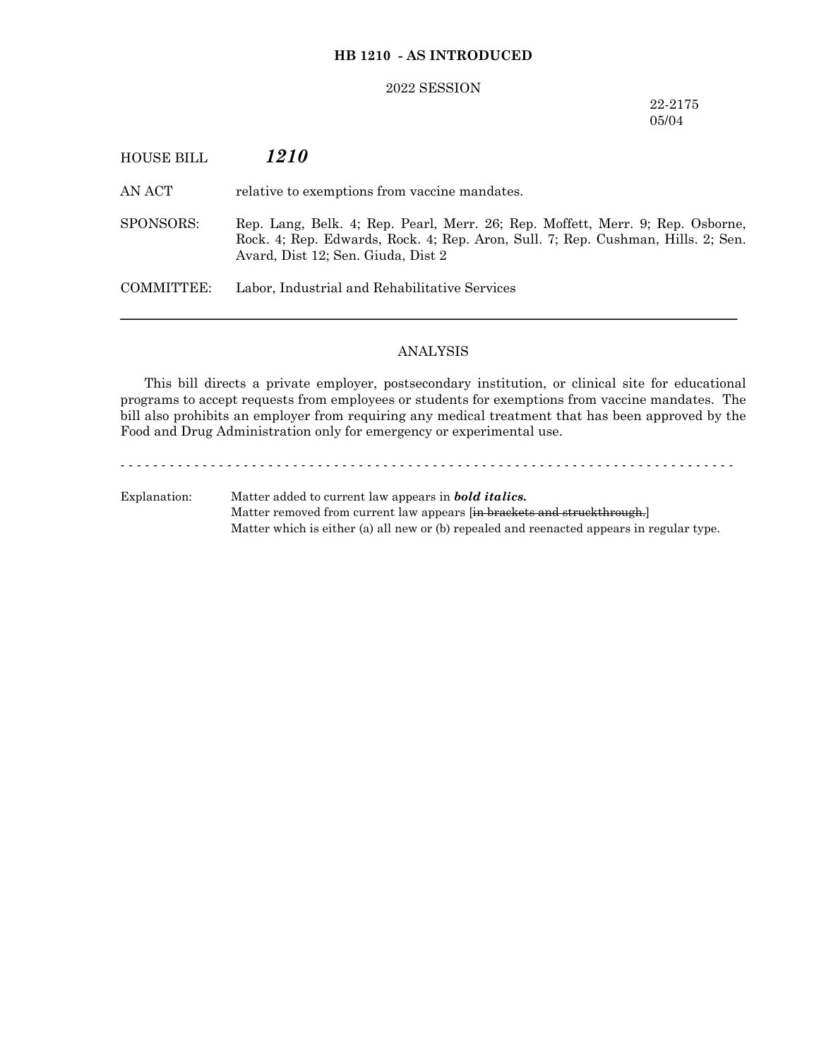**HB 1210 - AS INTRODUCED**

2022 SESSION

22-2175
05/04

HOUSE BILL ***1210***

AN ACT relative to exemptions from vaccine mandates.

SPONSORS: Rep. Lang, Belk. 4; Rep. Pearl, Merr. 26; Rep. Moffett, Merr. 9; Rep. Osborne, Rock. 4; Rep. Edwards, Rock. 4; Rep. Aron, Sull. 7; Rep. Cushman, Hills. 2; Sen. Avard, Dist 12; Sen. Giuda, Dist 2

COMMITTEE: Labor, Industrial and Rehabilitative Services

---

ANALYSIS

This bill directs a private employer, postsecondary institution, or clinical site for educational programs to accept requests from employees or students for exemptions from vaccine mandates. The bill also prohibits an employer from requiring any medical treatment that has been approved by the Food and Drug Administration only for emergency or experimental use.

- - - - - - - - - - - - - - - - - - - - - - - - - - - - - - - - - - - - - - - - - - - - - - - - - - - - - - - - - - - - - - - - - - - - - - - - - - - -

Explanation: Matter added to current law appears in ***bold italics.***
Matter removed from current law appears [~~in brackets and struckthrough.~~]
Matter which is either (a) all new or (b) repealed and reenacted appears in regular type.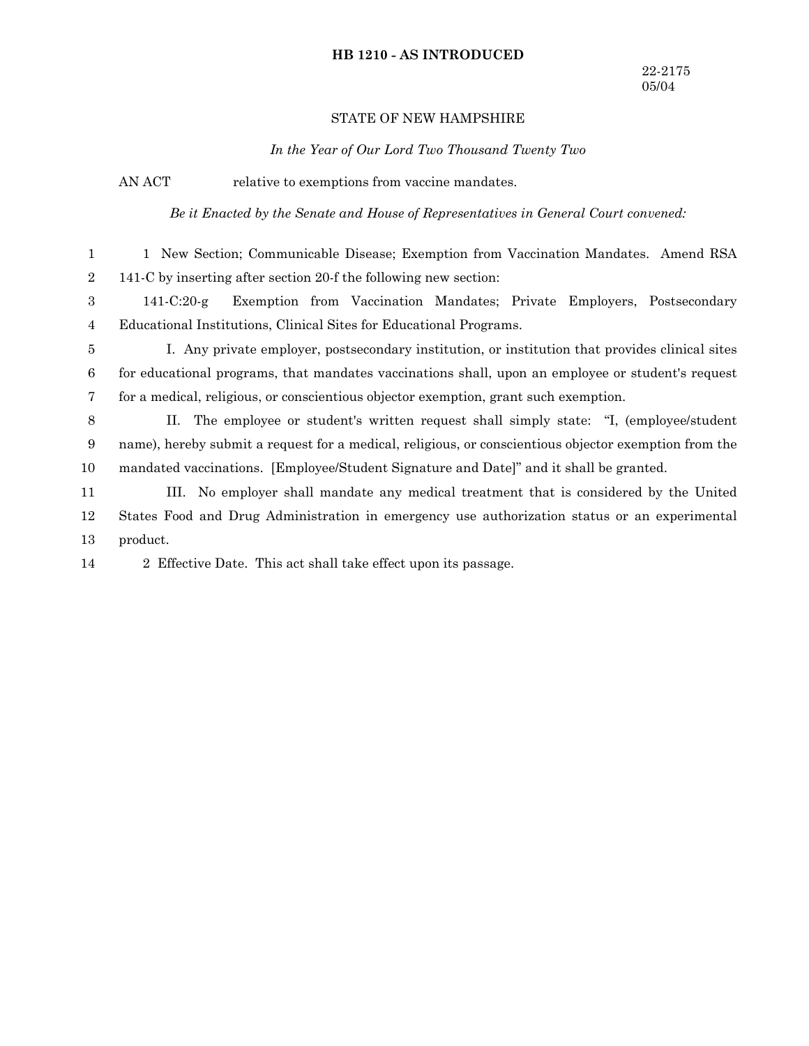**HB 1210 - AS INTRODUCED**

22-2175
05/04

STATE OF NEW HAMPSHIRE

*In the Year of Our Lord Two Thousand Twenty Two*

AN ACT relative to exemptions from vaccine mandates.

*Be it Enacted by the Senate and House of Representatives in General Court convened:*

1 New Section; Communicable Disease; Exemption from Vaccination Mandates. Amend RSA 141-C by inserting after section 20-f the following new section:

141-C:20-g Exemption from Vaccination Mandates; Private Employers, Postsecondary Educational Institutions, Clinical Sites for Educational Programs.

I. Any private employer, postsecondary institution, or institution that provides clinical sites for educational programs, that mandates vaccinations shall, upon an employee or student's request for a medical, religious, or conscientious objector exemption, grant such exemption.

II. The employee or student's written request shall simply state: "I, (employee/student name), hereby submit a request for a medical, religious, or conscientious objector exemption from the mandated vaccinations. [Employee/Student Signature and Date]" and it shall be granted.

III. No employer shall mandate any medical treatment that is considered by the United States Food and Drug Administration in emergency use authorization status or an experimental product.

2 Effective Date. This act shall take effect upon its passage.